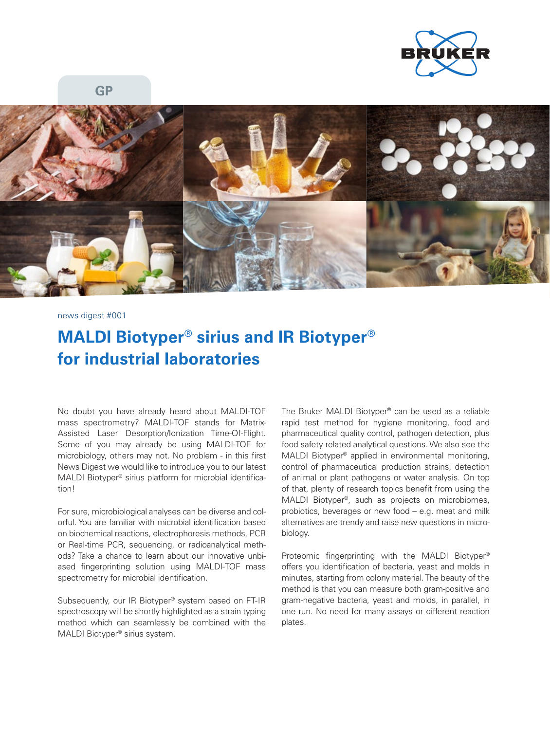GP

news digest #001

# MALDI Biotyper® sirius and IR Biotyper® for industrial laboratories

No doubt you have already heard about MALDI-TOF mass spectrometry? MALDI-TOF stands for Matrix-Assisted Laser Desorption/Ionization Time-Of-Flight. Some of you may already be using MALDI-TOF for microbiology, others may not. No problem - in this first News Digest we would like to introduce you to our latest MALDI Biotyper® sirius platform for microbial identification!

For sure, microbiological analyses can be diverse and colorful. You are familiar with microbial identification based on biochemical reactions, electrophoresis methods, PCR or Real-time PCR, sequencing, or radioanalytical methods? Take a chance to learn about our innovative unbiased fingerprinting solution using MALDI-TOF mass spectrometry for microbial identification.

Subsequently, our IR Biotyper® system based on FT-IR spectroscopy will be shortly highlighted as a strain typing method which can seamlessly be combined with the MALDI Biotyper® sirius system.

The Bruker MALDI Biotyper® can be used as a reliable rapid test method for hygiene monitoring, food and pharmaceutical quality control, pathogen detection, plus food safety related analytical questions. We also see the MALDI Biotyper® applied in environmental monitoring, control of pharmaceutical production strains, detection of animal or plant pathogens or water analysis. On top of that, plenty of research topics benefit from using the MALDI Biotyper®, such as projects on microbiomes, probiotics, beverages or new food – e.g. meat and milk alternatives are trendy and raise new questions in microbiology.

Proteomic fingerprinting with the MALDI Biotyper® offers you identification of bacteria, yeast and molds in minutes, starting from colony material. The beauty of the method is that you can measure both gram-positive and gram-negative bacteria, yeast and molds, in parallel, in one run. No need for many assays or different reaction plates.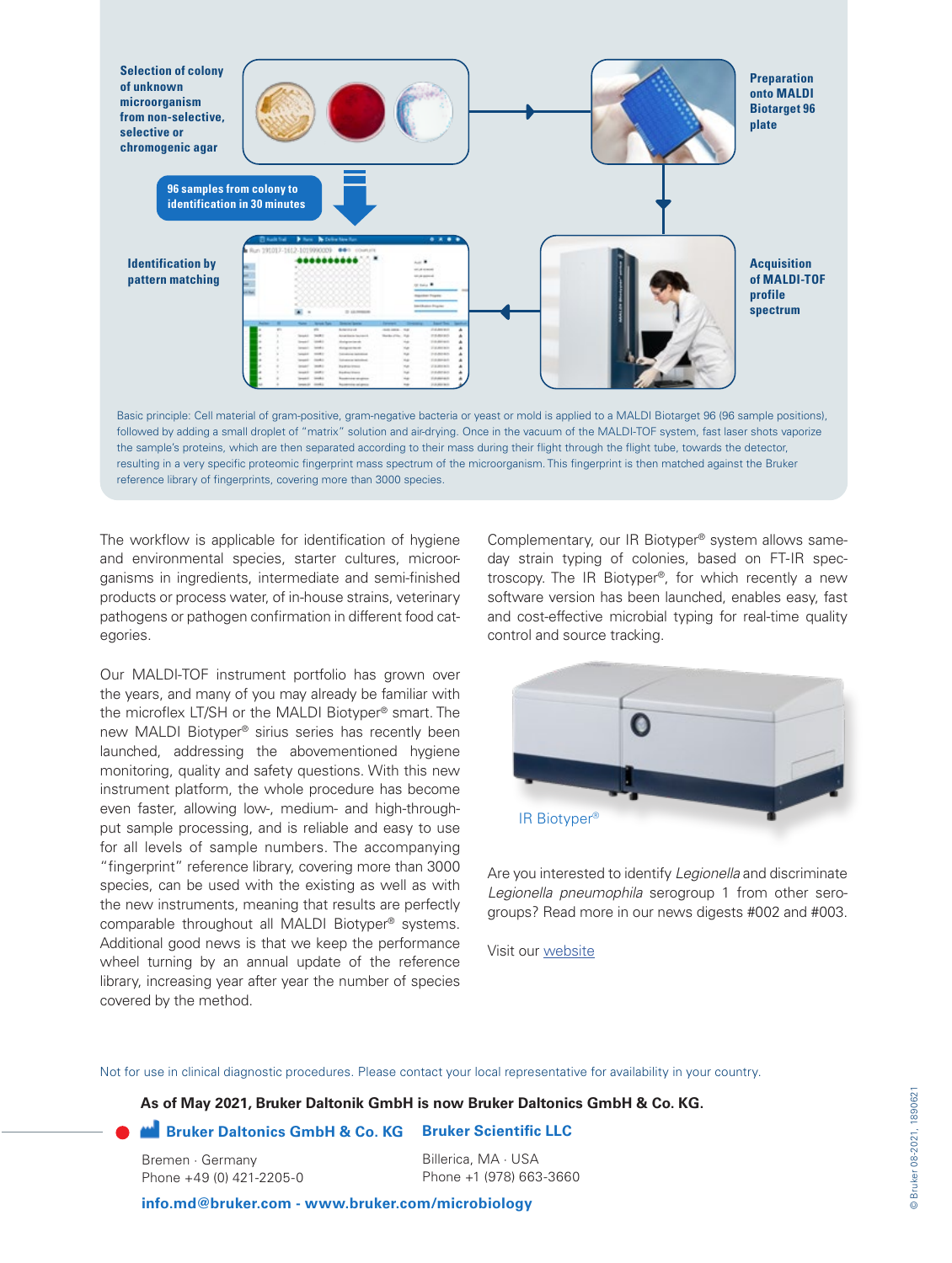Selection of colony of unknown microorganism from non-selective, selective or chromogenic agar

Preparation onto MALDI Biotarget 96 plate

96 samples from colony to identification in 30 minutes

Identification by pattern matching

Acquisition of MALDI-TOF profile spectrum

Basic principle: Cell material of gram-positive, gram-negative bacteria or yeast or mold is applied to a MALDI Biotarget 96 (96 sample positions), followed by adding a small droplet of "matrix" solution and air-drying. Once in the vacuum of the MALDI-TOF system, fast laser shots vaporize the sample's proteins, which are then separated according to their mass during their flight through the flight tube, towards the detector, resulting in a very specific proteomic fingerprint mass spectrum of the microorganism. This fingerprint is then matched against the Bruker reference library of fingerprints, covering more than 3000 species.

The workflow is applicable for identification of hygiene and environmental species, starter cultures, microorganisms in ingredients, intermediate and semi-finished products or process water, of in-house strains, veterinary pathogens or pathogen confirmation in different food categories.

Our MALDI-TOF instrument portfolio has grown over the years, and many of you may already be familiar with the microflex LT/SH or the MALDI Biotyper® smart. The new MALDI Biotyper® sirius series has recently been launched, addressing the abovementioned hygiene monitoring, quality and safety questions. With this new instrument platform, the whole procedure has become even faster, allowing low-, medium- and high-throughput sample processing, and is reliable and easy to use for all levels of sample numbers. The accompanying "fingerprint" reference library, covering more than 3000 species, can be used with the existing as well as with the new instruments, meaning that results are perfectly comparable throughout all MALDI Biotyper® systems. Additional good news is that we keep the performance wheel turning by an annual update of the reference library, increasing year after year the number of species covered by the method.

Complementary, our IR Biotyper® system allows same-day strain typing of colonies, based on FT-IR spectroscopy. The IR Biotyper®, for which recently a new software version has been launched, enables easy, fast and cost-effective microbial typing for real-time quality control and source tracking.

IR Biotyper®

Are you interested to identify *Legionella* and discriminate *Legionella pneumophila* serogroup 1 from other serogroups? Read more in our news digests #002 and #003.

Visit our website

Not for use in clinical diagnostic procedures. Please contact your local representative for availability in your country.

**As of May 2021, Bruker Daltonik GmbH is now Bruker Daltonics GmbH & Co. KG.**

**Bruker Daltonics GmbH & Co. KG**
Bremen · Germany
Phone +49 (0) 421-2205-0

**Bruker Scientific LLC**
Billerica, MA · USA
Phone +1 (978) 663-3660

**info.md@bruker.com - www.bruker.com/microbiology**

© Bruker 08-2021, 1890621